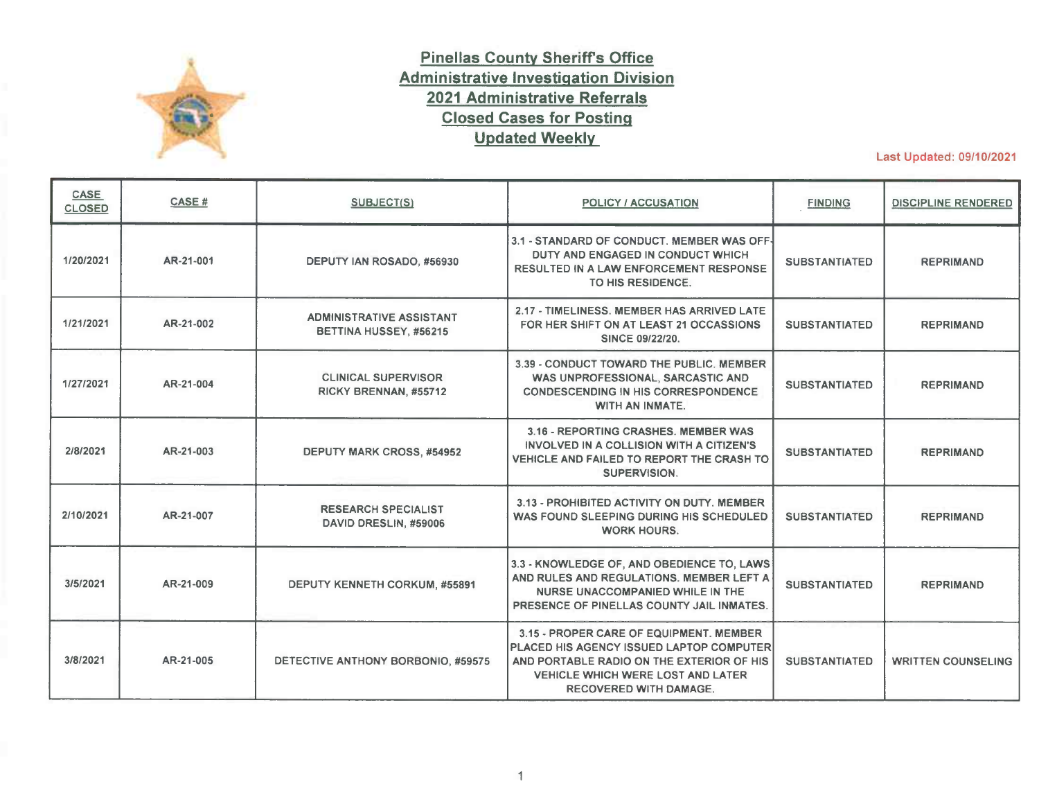# Pinellas County Sheriff's Office
## Administrative Investigation Division
## 2021 Administrative Referrals
## Closed Cases for Posting
## Updated Weekly

Last Updated: 09/10/2021

| CASE CLOSED | CASE # | SUBJECT(S) | POLICY / ACCUSATION | FINDING | DISCIPLINE RENDERED |
|---|---|---|---|---|---|
| 1/20/2021 | AR-21-001 | DEPUTY IAN ROSADO, #56930 | 3.1 - STANDARD OF CONDUCT. MEMBER WAS OFF-DUTY AND ENGAGED IN CONDUCT WHICH RESULTED IN A LAW ENFORCEMENT RESPONSE TO HIS RESIDENCE. | SUBSTANTIATED | REPRIMAND |
| 1/21/2021 | AR-21-002 | ADMINISTRATIVE ASSISTANT BETTINA HUSSEY, #56215 | 2.17 - TIMELINESS. MEMBER HAS ARRIVED LATE FOR HER SHIFT ON AT LEAST 21 OCCASSIONS SINCE 09/22/20. | SUBSTANTIATED | REPRIMAND |
| 1/27/2021 | AR-21-004 | CLINICAL SUPERVISOR RICKY BRENNAN, #55712 | 3.39 - CONDUCT TOWARD THE PUBLIC. MEMBER WAS UNPROFESSIONAL, SARCASTIC AND CONDESCENDING IN HIS CORRESPONDENCE WITH AN INMATE. | SUBSTANTIATED | REPRIMAND |
| 2/8/2021 | AR-21-003 | DEPUTY MARK CROSS, #54952 | 3.16 - REPORTING CRASHES. MEMBER WAS INVOLVED IN A COLLISION WITH A CITIZEN'S VEHICLE AND FAILED TO REPORT THE CRASH TO SUPERVISION. | SUBSTANTIATED | REPRIMAND |
| 2/10/2021 | AR-21-007 | RESEARCH SPECIALIST DAVID DRESLIN, #59006 | 3.13 - PROHIBITED ACTIVITY ON DUTY. MEMBER WAS FOUND SLEEPING DURING HIS SCHEDULED WORK HOURS. | SUBSTANTIATED | REPRIMAND |
| 3/5/2021 | AR-21-009 | DEPUTY KENNETH CORKUM, #55891 | 3.3 - KNOWLEDGE OF, AND OBEDIENCE TO, LAWS AND RULES AND REGULATIONS. MEMBER LEFT A NURSE UNACCOMPANIED WHILE IN THE PRESENCE OF PINELLAS COUNTY JAIL INMATES. | SUBSTANTIATED | REPRIMAND |
| 3/8/2021 | AR-21-005 | DETECTIVE ANTHONY BORBONIO, #59575 | 3.15 - PROPER CARE OF EQUIPMENT. MEMBER PLACED HIS AGENCY ISSUED LAPTOP COMPUTER AND PORTABLE RADIO ON THE EXTERIOR OF HIS VEHICLE WHICH WERE LOST AND LATER RECOVERED WITH DAMAGE. | SUBSTANTIATED | WRITTEN COUNSELING |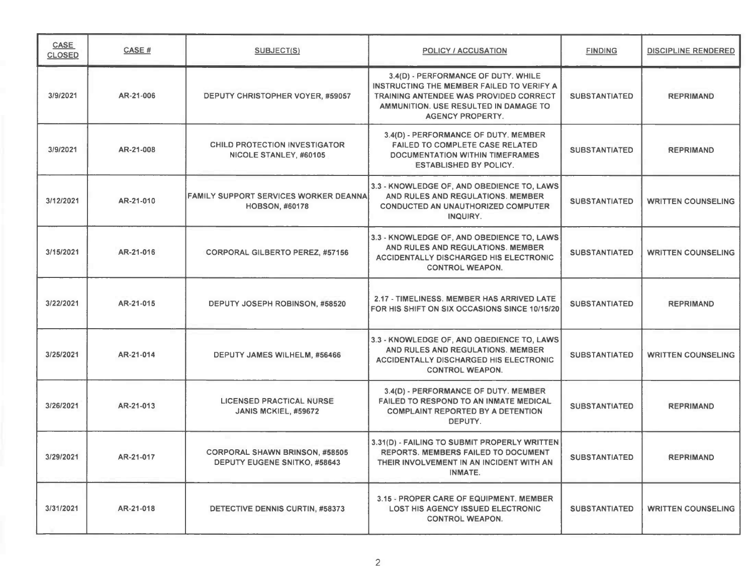| CASE CLOSED | CASE # | SUBJECT(S) | POLICY / ACCUSATION | FINDING | DISCIPLINE RENDERED |
|---|---|---|---|---|---|
| 3/9/2021 | AR-21-006 | DEPUTY CHRISTOPHER VOYER, #59057 | 3.4(D) - PERFORMANCE OF DUTY. WHILE INSTRUCTING THE MEMBER FAILED TO VERIFY A TRAINING ANTENDEE WAS PROVIDED CORRECT AMMUNITION. USE RESULTED IN DAMAGE TO AGENCY PROPERTY. | SUBSTANTIATED | REPRIMAND |
| 3/9/2021 | AR-21-008 | CHILD PROTECTION INVESTIGATOR NICOLE STANLEY, #60105 | 3.4(D) - PERFORMANCE OF DUTY. MEMBER FAILED TO COMPLETE CASE RELATED DOCUMENTATION WITHIN TIMEFRAMES ESTABLISHED BY POLICY. | SUBSTANTIATED | REPRIMAND |
| 3/12/2021 | AR-21-010 | FAMILY SUPPORT SERVICES WORKER DEANNA HOBSON, #60178 | 3.3 - KNOWLEDGE OF, AND OBEDIENCE TO, LAWS AND RULES AND REGULATIONS. MEMBER CONDUCTED AN UNAUTHORIZED COMPUTER INQUIRY. | SUBSTANTIATED | WRITTEN COUNSELING |
| 3/15/2021 | AR-21-016 | CORPORAL GILBERTO PEREZ, #57156 | 3.3 - KNOWLEDGE OF, AND OBEDIENCE TO, LAWS AND RULES AND REGULATIONS. MEMBER ACCIDENTALLY DISCHARGED HIS ELECTRONIC CONTROL WEAPON. | SUBSTANTIATED | WRITTEN COUNSELING |
| 3/22/2021 | AR-21-015 | DEPUTY JOSEPH ROBINSON, #58520 | 2.17 - TIMELINESS. MEMBER HAS ARRIVED LATE FOR HIS SHIFT ON SIX OCCASIONS SINCE 10/15/20 | SUBSTANTIATED | REPRIMAND |
| 3/25/2021 | AR-21-014 | DEPUTY JAMES WILHELM, #56466 | 3.3 - KNOWLEDGE OF, AND OBEDIENCE TO, LAWS AND RULES AND REGULATIONS. MEMBER ACCIDENTALLY DISCHARGED HIS ELECTRONIC CONTROL WEAPON. | SUBSTANTIATED | WRITTEN COUNSELING |
| 3/26/2021 | AR-21-013 | LICENSED PRACTICAL NURSE JANIS MCKIEL, #59672 | 3.4(D) - PERFORMANCE OF DUTY. MEMBER FAILED TO RESPOND TO AN INMATE MEDICAL COMPLAINT REPORTED BY A DETENTION DEPUTY. | SUBSTANTIATED | REPRIMAND |
| 3/29/2021 | AR-21-017 | CORPORAL SHAWN BRINSON, #58505<br>DEPUTY EUGENE SNITKO, #58643 | 3.31(D) - FAILING TO SUBMIT PROPERLY WRITTEN REPORTS. MEMBERS FAILED TO DOCUMENT THEIR INVOLVEMENT IN AN INCIDENT WITH AN INMATE. | SUBSTANTIATED | REPRIMAND |
| 3/31/2021 | AR-21-018 | DETECTIVE DENNIS CURTIN, #58373 | 3.15 - PROPER CARE OF EQUIPMENT. MEMBER LOST HIS AGENCY ISSUED ELECTRONIC CONTROL WEAPON. | SUBSTANTIATED | WRITTEN COUNSELING |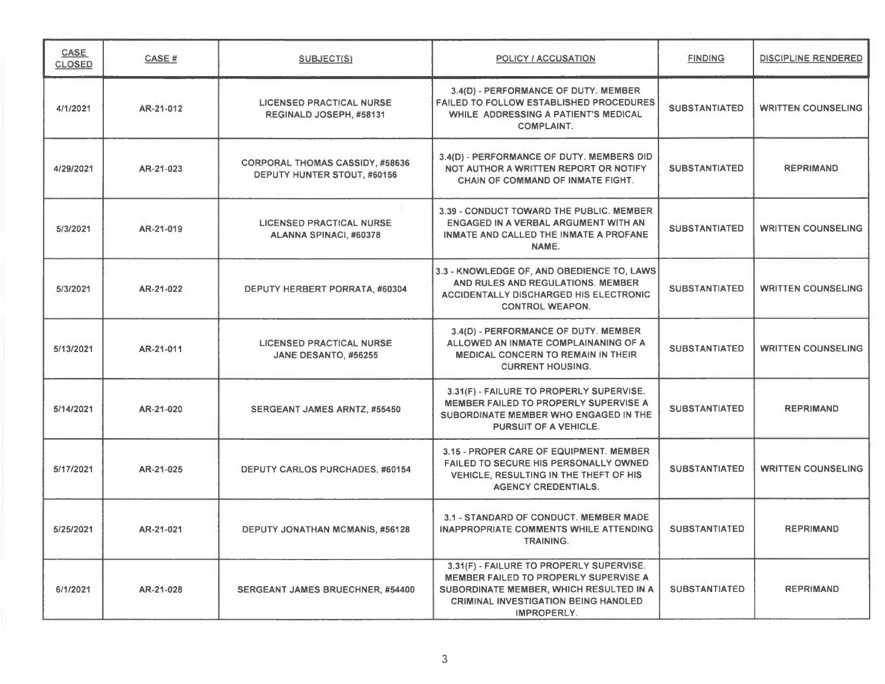| CASE CLOSED | CASE # | SUBJECT(S) | POLICY / ACCUSATION | FINDING | DISCIPLINE RENDERED |
|---|---|---|---|---|---|
| 4/1/2021 | AR-21-012 | LICENSED PRACTICAL NURSE REGINALD JOSEPH, #58131 | 3.4(D) - PERFORMANCE OF DUTY. MEMBER FAILED TO FOLLOW ESTABLISHED PROCEDURES WHILE ADDRESSING A PATIENT'S MEDICAL COMPLAINT. | SUBSTANTIATED | WRITTEN COUNSELING |
| 4/29/2021 | AR-21-023 | CORPORAL THOMAS CASSIDY, #58636 DEPUTY HUNTER STOUT, #60156 | 3.4(D) - PERFORMANCE OF DUTY. MEMBERS DID NOT AUTHOR A WRITTEN REPORT OR NOTIFY CHAIN OF COMMAND OF INMATE FIGHT. | SUBSTANTIATED | REPRIMAND |
| 5/3/2021 | AR-21-019 | LICENSED PRACTICAL NURSE ALANNA SPINACI, #60378 | 3.39 - CONDUCT TOWARD THE PUBLIC. MEMBER ENGAGED IN A VERBAL ARGUMENT WITH AN INMATE AND CALLED THE INMATE A PROFANE NAME. | SUBSTANTIATED | WRITTEN COUNSELING |
| 5/3/2021 | AR-21-022 | DEPUTY HERBERT PORRATA, #60304 | 3.3 - KNOWLEDGE OF, AND OBEDIENCE TO, LAWS AND RULES AND REGULATIONS. MEMBER ACCIDENTALLY DISCHARGED HIS ELECTRONIC CONTROL WEAPON. | SUBSTANTIATED | WRITTEN COUNSELING |
| 5/13/2021 | AR-21-011 | LICENSED PRACTICAL NURSE JANE DESANTO, #56255 | 3.4(D) - PERFORMANCE OF DUTY. MEMBER ALLOWED AN INMATE COMPLAINANING OF A MEDICAL CONCERN TO REMAIN IN THEIR CURRENT HOUSING. | SUBSTANTIATED | WRITTEN COUNSELING |
| 5/14/2021 | AR-21-020 | SERGEANT JAMES ARNTZ, #55450 | 3.31(F) - FAILURE TO PROPERLY SUPERVISE. MEMBER FAILED TO PROPERLY SUPERVISE A SUBORDINATE MEMBER WHO ENGAGED IN THE PURSUIT OF A VEHICLE. | SUBSTANTIATED | REPRIMAND |
| 5/17/2021 | AR-21-025 | DEPUTY CARLOS PURCHADES, #60154 | 3.15 - PROPER CARE OF EQUIPMENT. MEMBER FAILED TO SECURE HIS PERSONALLY OWNED VEHICLE, RESULTING IN THE THEFT OF HIS AGENCY CREDENTIALS. | SUBSTANTIATED | WRITTEN COUNSELING |
| 5/25/2021 | AR-21-021 | DEPUTY JONATHAN MCMANIS, #56128 | 3.1 - STANDARD OF CONDUCT. MEMBER MADE INAPPROPRIATE COMMENTS WHILE ATTENDING TRAINING. | SUBSTANTIATED | REPRIMAND |
| 6/1/2021 | AR-21-028 | SERGEANT JAMES BRUECHNER, #54400 | 3.31(F) - FAILURE TO PROPERLY SUPERVISE. MEMBER FAILED TO PROPERLY SUPERVISE A SUBORDINATE MEMBER, WHICH RESULTED IN A CRIMINAL INVESTIGATION BEING HANDLED IMPROPERLY. | SUBSTANTIATED | REPRIMAND |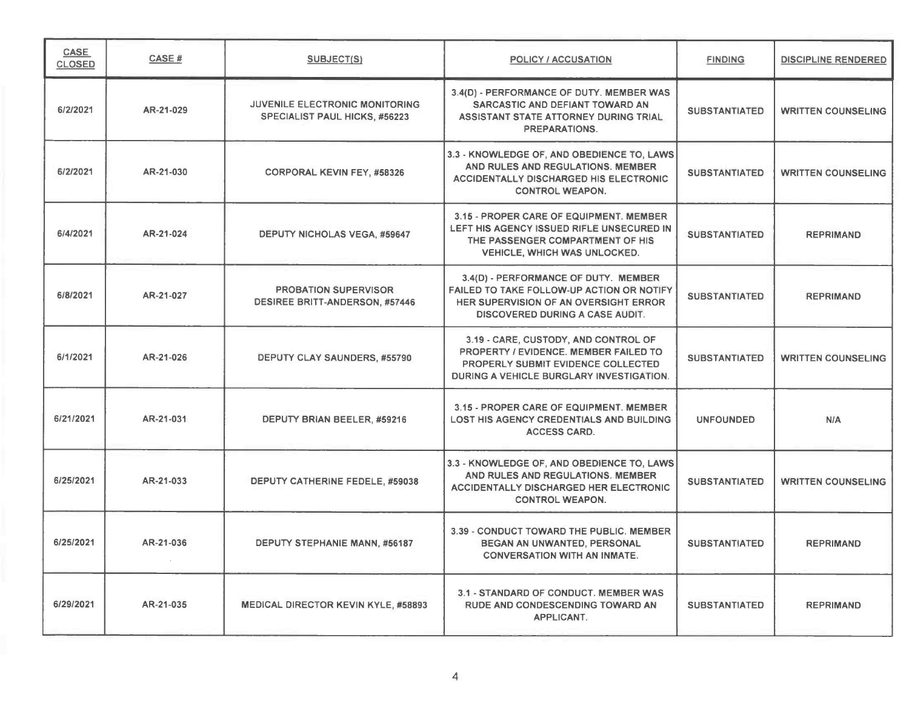| CASE CLOSED | CASE # | SUBJECT(S) | POLICY / ACCUSATION | FINDING | DISCIPLINE RENDERED |
|---|---|---|---|---|---|
| 6/2/2021 | AR-21-029 | JUVENILE ELECTRONIC MONITORING SPECIALIST PAUL HICKS, #56223 | 3.4(D) - PERFORMANCE OF DUTY. MEMBER WAS SARCASTIC AND DEFIANT TOWARD AN ASSISTANT STATE ATTORNEY DURING TRIAL PREPARATIONS. | SUBSTANTIATED | WRITTEN COUNSELING |
| 6/2/2021 | AR-21-030 | CORPORAL KEVIN FEY, #58326 | 3.3 - KNOWLEDGE OF, AND OBEDIENCE TO, LAWS AND RULES AND REGULATIONS. MEMBER ACCIDENTALLY DISCHARGED HIS ELECTRONIC CONTROL WEAPON. | SUBSTANTIATED | WRITTEN COUNSELING |
| 6/4/2021 | AR-21-024 | DEPUTY NICHOLAS VEGA, #59647 | 3.15 - PROPER CARE OF EQUIPMENT. MEMBER LEFT HIS AGENCY ISSUED RIFLE UNSECURED IN THE PASSENGER COMPARTMENT OF HIS VEHICLE, WHICH WAS UNLOCKED. | SUBSTANTIATED | REPRIMAND |
| 6/8/2021 | AR-21-027 | PROBATION SUPERVISOR DESIREE BRITT-ANDERSON, #57446 | 3.4(D) - PERFORMANCE OF DUTY. MEMBER FAILED TO TAKE FOLLOW-UP ACTION OR NOTIFY HER SUPERVISION OF AN OVERSIGHT ERROR DISCOVERED DURING A CASE AUDIT. | SUBSTANTIATED | REPRIMAND |
| 6/1/2021 | AR-21-026 | DEPUTY CLAY SAUNDERS, #55790 | 3.19 - CARE, CUSTODY, AND CONTROL OF PROPERTY / EVIDENCE. MEMBER FAILED TO PROPERLY SUBMIT EVIDENCE COLLECTED DURING A VEHICLE BURGLARY INVESTIGATION. | SUBSTANTIATED | WRITTEN COUNSELING |
| 6/21/2021 | AR-21-031 | DEPUTY BRIAN BEELER, #59216 | 3.15 - PROPER CARE OF EQUIPMENT. MEMBER LOST HIS AGENCY CREDENTIALS AND BUILDING ACCESS CARD. | UNFOUNDED | N/A |
| 6/25/2021 | AR-21-033 | DEPUTY CATHERINE FEDELE, #59038 | 3.3 - KNOWLEDGE OF, AND OBEDIENCE TO, LAWS AND RULES AND REGULATIONS. MEMBER ACCIDENTALLY DISCHARGED HER ELECTRONIC CONTROL WEAPON. | SUBSTANTIATED | WRITTEN COUNSELING |
| 6/25/2021 | AR-21-036 | DEPUTY STEPHANIE MANN, #56187 | 3.39 - CONDUCT TOWARD THE PUBLIC. MEMBER BEGAN AN UNWANTED, PERSONAL CONVERSATION WITH AN INMATE. | SUBSTANTIATED | REPRIMAND |
| 6/29/2021 | AR-21-035 | MEDICAL DIRECTOR KEVIN KYLE, #58893 | 3.1 - STANDARD OF CONDUCT. MEMBER WAS RUDE AND CONDESCENDING TOWARD AN APPLICANT. | SUBSTANTIATED | REPRIMAND |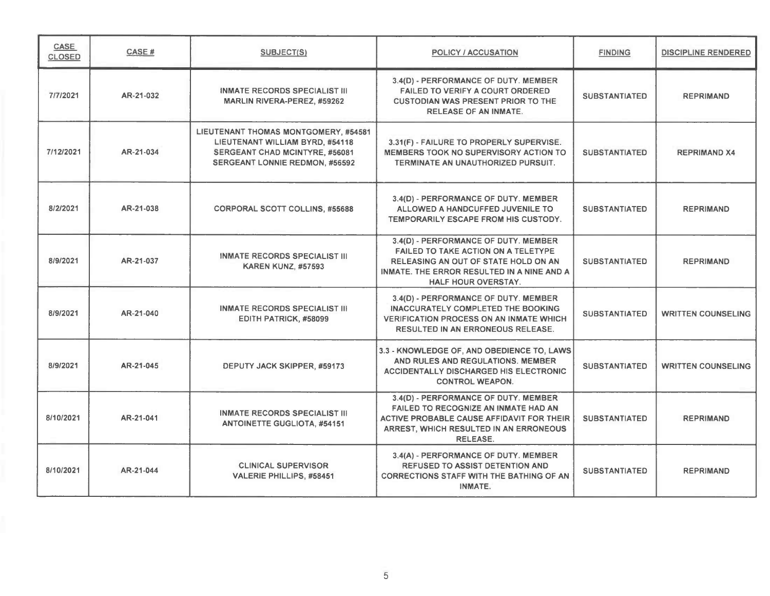| CASE CLOSED | CASE # | SUBJECT(S) | POLICY / ACCUSATION | FINDING | DISCIPLINE RENDERED |
|---|---|---|---|---|---|
| 7/7/2021 | AR-21-032 | INMATE RECORDS SPECIALIST III MARLIN RIVERA-PEREZ, #59262 | 3.4(D) - PERFORMANCE OF DUTY. MEMBER FAILED TO VERIFY A COURT ORDERED CUSTODIAN WAS PRESENT PRIOR TO THE RELEASE OF AN INMATE. | SUBSTANTIATED | REPRIMAND |
| 7/12/2021 | AR-21-034 | LIEUTENANT THOMAS MONTGOMERY, #54581 LIEUTENANT WILLIAM BYRD, #54118 SERGEANT CHAD MCINTYRE, #56081 SERGEANT LONNIE REDMON, #56592 | 3.31(F) - FAILURE TO PROPERLY SUPERVISE. MEMBERS TOOK NO SUPERVISORY ACTION TO TERMINATE AN UNAUTHORIZED PURSUIT. | SUBSTANTIATED | REPRIMAND X4 |
| 8/2/2021 | AR-21-038 | CORPORAL SCOTT COLLINS, #55688 | 3.4(D) - PERFORMANCE OF DUTY. MEMBER ALLOWED A HANDCUFFED JUVENILE TO TEMPORARILY ESCAPE FROM HIS CUSTODY. | SUBSTANTIATED | REPRIMAND |
| 8/9/2021 | AR-21-037 | INMATE RECORDS SPECIALIST III KAREN KUNZ, #57593 | 3.4(D) - PERFORMANCE OF DUTY. MEMBER FAILED TO TAKE ACTION ON A TELETYPE RELEASING AN OUT OF STATE HOLD ON AN INMATE. THE ERROR RESULTED IN A NINE AND A HALF HOUR OVERSTAY. | SUBSTANTIATED | REPRIMAND |
| 8/9/2021 | AR-21-040 | INMATE RECORDS SPECIALIST III EDITH PATRICK, #58099 | 3.4(D) - PERFORMANCE OF DUTY. MEMBER INACCURATELY COMPLETED THE BOOKING VERIFICATION PROCESS ON AN INMATE WHICH RESULTED IN AN ERRONEOUS RELEASE. | SUBSTANTIATED | WRITTEN COUNSELING |
| 8/9/2021 | AR-21-045 | DEPUTY JACK SKIPPER, #59173 | 3.3 - KNOWLEDGE OF, AND OBEDIENCE TO, LAWS AND RULES AND REGULATIONS. MEMBER ACCIDENTALLY DISCHARGED HIS ELECTRONIC CONTROL WEAPON. | SUBSTANTIATED | WRITTEN COUNSELING |
| 8/10/2021 | AR-21-041 | INMATE RECORDS SPECIALIST III ANTOINETTE GUGLIOTA, #54151 | 3.4(D) - PERFORMANCE OF DUTY. MEMBER FAILED TO RECOGNIZE AN INMATE HAD AN ACTIVE PROBABLE CAUSE AFFIDAVIT FOR THEIR ARREST, WHICH RESULTED IN AN ERRONEOUS RELEASE. | SUBSTANTIATED | REPRIMAND |
| 8/10/2021 | AR-21-044 | CLINICAL SUPERVISOR VALERIE PHILLIPS, #58451 | 3.4(A) - PERFORMANCE OF DUTY. MEMBER REFUSED TO ASSIST DETENTION AND CORRECTIONS STAFF WITH THE BATHING OF AN INMATE. | SUBSTANTIATED | REPRIMAND |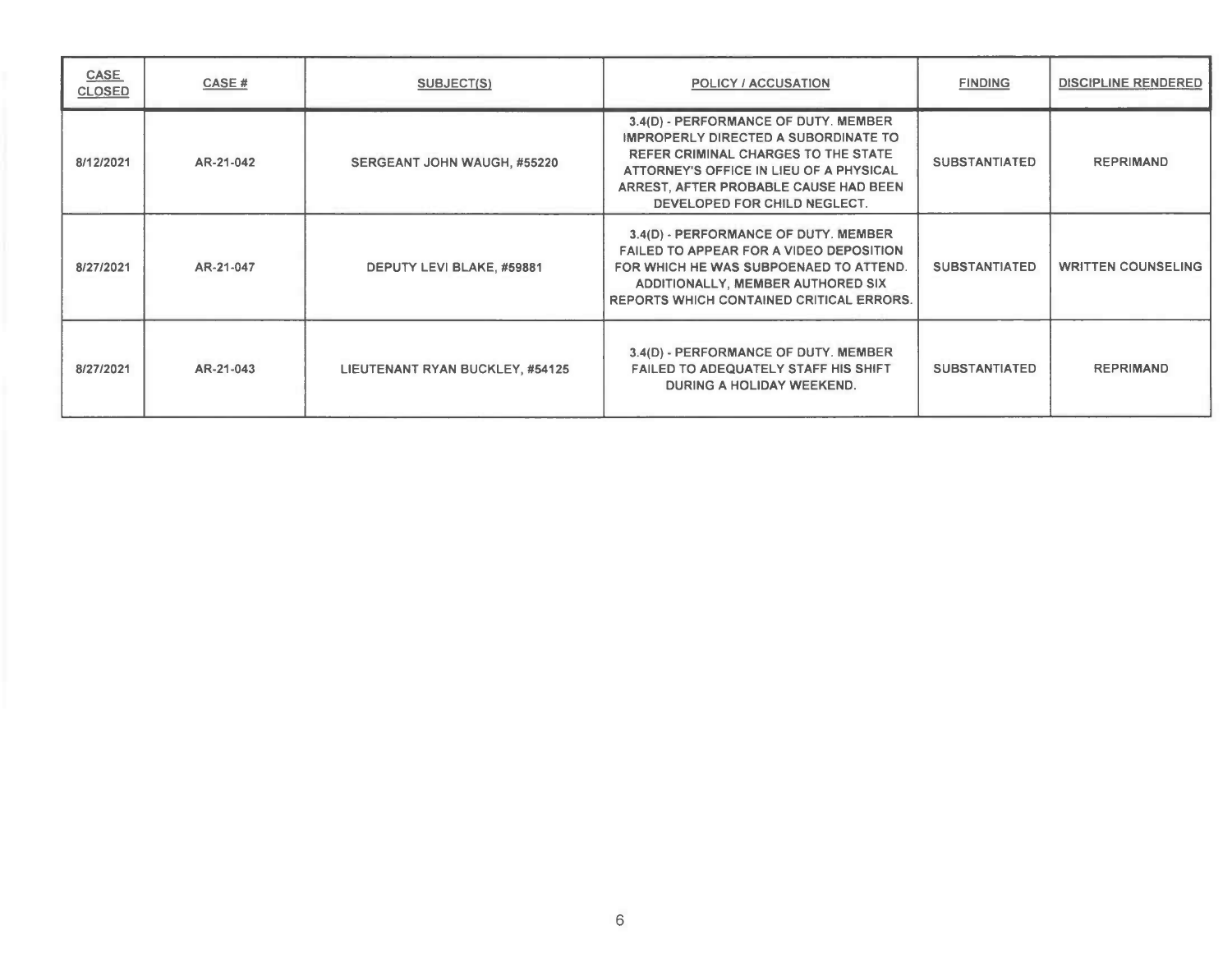| CASE CLOSED | CASE # | SUBJECT(S) | POLICY / ACCUSATION | FINDING | DISCIPLINE RENDERED |
| --- | --- | --- | --- | --- | --- |
| 8/12/2021 | AR-21-042 | SERGEANT JOHN WAUGH, #55220 | 3.4(D) - PERFORMANCE OF DUTY. MEMBER IMPROPERLY DIRECTED A SUBORDINATE TO REFER CRIMINAL CHARGES TO THE STATE ATTORNEY'S OFFICE IN LIEU OF A PHYSICAL ARREST, AFTER PROBABLE CAUSE HAD BEEN DEVELOPED FOR CHILD NEGLECT. | SUBSTANTIATED | REPRIMAND |
| 8/27/2021 | AR-21-047 | DEPUTY LEVI BLAKE, #59881 | 3.4(D) - PERFORMANCE OF DUTY. MEMBER FAILED TO APPEAR FOR A VIDEO DEPOSITION FOR WHICH HE WAS SUBPOENAED TO ATTEND. ADDITIONALLY, MEMBER AUTHORED SIX REPORTS WHICH CONTAINED CRITICAL ERRORS. | SUBSTANTIATED | WRITTEN COUNSELING |
| 8/27/2021 | AR-21-043 | LIEUTENANT RYAN BUCKLEY, #54125 | 3.4(D) - PERFORMANCE OF DUTY. MEMBER FAILED TO ADEQUATELY STAFF HIS SHIFT DURING A HOLIDAY WEEKEND. | SUBSTANTIATED | REPRIMAND |